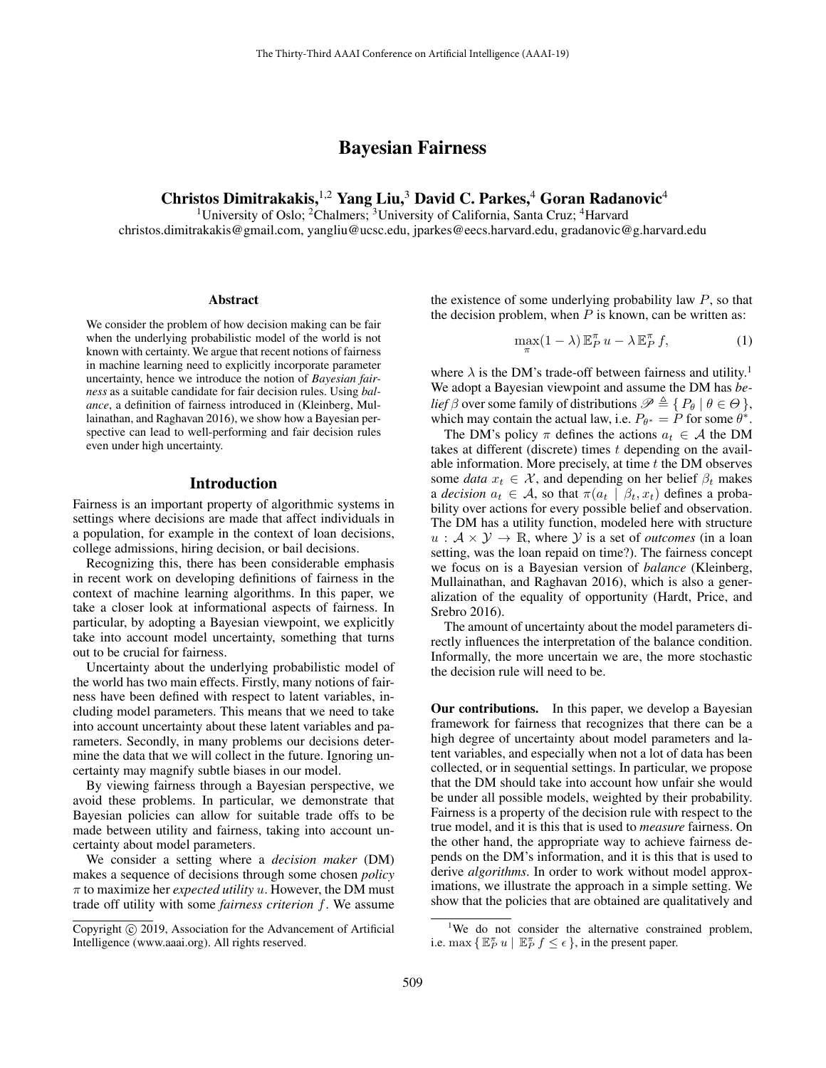# Bayesian Fairness

**Christos Dimitrakakis,[1,2] Yang Liu,[3] David C. Parkes,[4] Goran Radanovic[4]**

[1]University of Oslo; [2]Chalmers; [3]University of California, Santa Cruz; [4]Harvard

christos.dimitrakakis@gmail.com, yangliu@ucsc.edu, jparkes@eecs.harvard.edu, gradanovic@g.harvard.edu

## Abstract

We consider the problem of how decision making can be fair when the underlying probabilistic model of the world is not known with certainty. We argue that recent notions of fairness in machine learning need to explicitly incorporate parameter uncertainty, hence we introduce the notion of *Bayesian fairness* as a suitable candidate for fair decision rules. Using *balance*, a definition of fairness introduced in (Kleinberg, Mullainathan, and Raghavan 2016), we show how a Bayesian perspective can lead to well-performing and fair decision rules even under high uncertainty.

## Introduction

Fairness is an important property of algorithmic systems in settings where decisions are made that affect individuals in a population, for example in the context of loan decisions, college admissions, hiring decision, or bail decisions.

Recognizing this, there has been considerable emphasis in recent work on developing definitions of fairness in the context of machine learning algorithms. In this paper, we take a closer look at informational aspects of fairness. In particular, by adopting a Bayesian viewpoint, we explicitly take into account model uncertainty, something that turns out to be crucial for fairness.

Uncertainty about the underlying probabilistic model of the world has two main effects. Firstly, many notions of fairness have been defined with respect to latent variables, including model parameters. This means that we need to take into account uncertainty about these latent variables and parameters. Secondly, in many problems our decisions determine the data that we will collect in the future. Ignoring uncertainty may magnify subtle biases in our model.

By viewing fairness through a Bayesian perspective, we avoid these problems. In particular, we demonstrate that Bayesian policies can allow for suitable trade offs to be made between utility and fairness, taking into account uncertainty about model parameters.

We consider a setting where a *decision maker* (DM) makes a sequence of decisions through some chosen *policy* $\pi$ to maximize her *expected utility* $u$. However, the DM must trade off utility with some *fairness criterion* $f$. We assume the existence of some underlying probability law $P$, so that the decision problem, when $P$ is known, can be written as:

$$\max_{\pi}(1-\lambda)\,\mathbb{E}_P^{\pi}\,u - \lambda\,\mathbb{E}_P^{\pi}\,f, \tag{1}$$

where $\lambda$ is the DM's trade-off between fairness and utility.[1] We adopt a Bayesian viewpoint and assume the DM has *belief* $\beta$ over some family of distributions $\mathscr{P} \triangleq \{ P_\theta \mid \theta \in \Theta \}$, which may contain the actual law, i.e. $P_{\theta^*} = P$ for some $\theta^*$.

The DM's policy $\pi$ defines the actions $a_t \in \mathcal{A}$ the DM takes at different (discrete) times $t$ depending on the available information. More precisely, at time $t$ the DM observes some *data* $x_t \in \mathcal{X}$, and depending on her belief $\beta_t$ makes a *decision* $a_t \in \mathcal{A}$, so that $\pi(a_t \mid \beta_t, x_t)$ defines a probability over actions for every possible belief and observation. The DM has a utility function, modeled here with structure $u : \mathcal{A} \times \mathcal{Y} \to \mathbb{R}$, where $\mathcal{Y}$ is a set of *outcomes* (in a loan setting, was the loan repaid on time?). The fairness concept we focus on is a Bayesian version of *balance* (Kleinberg, Mullainathan, and Raghavan 2016), which is also a generalization of the equality of opportunity (Hardt, Price, and Srebro 2016).

The amount of uncertainty about the model parameters directly influences the interpretation of the balance condition. Informally, the more uncertain we are, the more stochastic the decision rule will need to be.

**Our contributions.** In this paper, we develop a Bayesian framework for fairness that recognizes that there can be a high degree of uncertainty about model parameters and latent variables, and especially when not a lot of data has been collected, or in sequential settings. In particular, we propose that the DM should take into account how unfair she would be under all possible models, weighted by their probability. Fairness is a property of the decision rule with respect to the true model, and it is this that is used to *measure* fairness. On the other hand, the appropriate way to achieve fairness depends on the DM's information, and it is this that is used to derive *algorithms*. In order to work without model approximations, we illustrate the approach in a simple setting. We show that the policies that are obtained are qualitatively and

[1]We do not consider the alternative constrained problem, i.e. $\max \{ \mathbb{E}_P^{\pi}\, u \mid \mathbb{E}_P^{\pi}\, f \leq \epsilon \}$, in the present paper.

Copyright © 2019, Association for the Advancement of Artificial Intelligence (www.aaai.org). All rights reserved.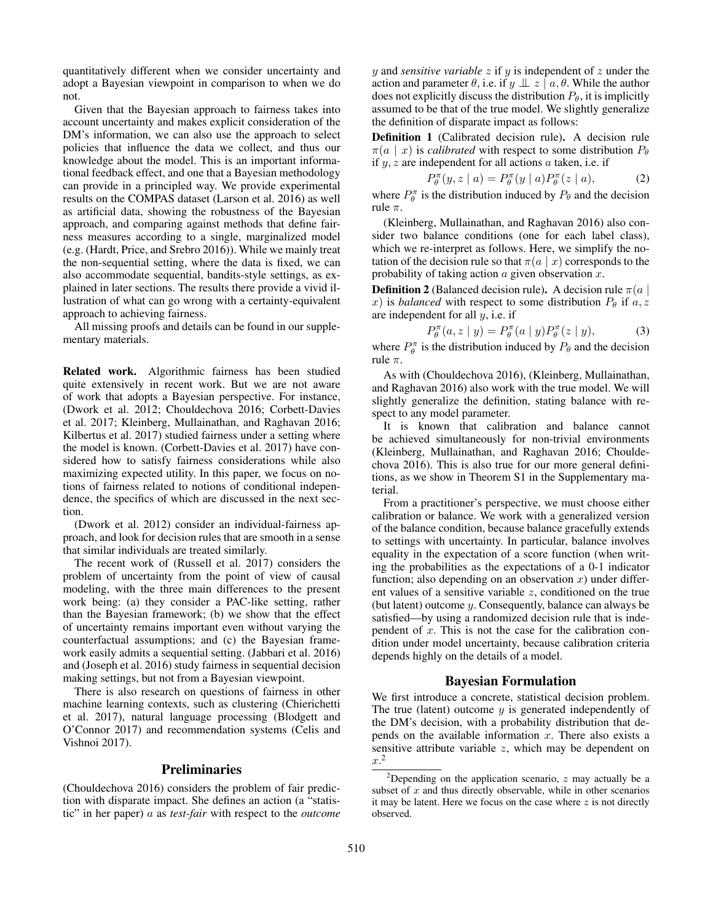quantitatively different when we consider uncertainty and adopt a Bayesian viewpoint in comparison to when we do not.

Given that the Bayesian approach to fairness takes into account uncertainty and makes explicit consideration of the DM's information, we can also use the approach to select policies that influence the data we collect, and thus our knowledge about the model. This is an important informational feedback effect, and one that a Bayesian methodology can provide in a principled way. We provide experimental results on the COMPAS dataset (Larson et al. 2016) as well as artificial data, showing the robustness of the Bayesian approach, and comparing against methods that define fairness measures according to a single, marginalized model (e.g. (Hardt, Price, and Srebro 2016)). While we mainly treat the non-sequential setting, where the data is fixed, we can also accommodate sequential, bandits-style settings, as explained in later sections. The results there provide a vivid illustration of what can go wrong with a certainty-equivalent approach to achieving fairness.

All missing proofs and details can be found in our supplementary materials.

**Related work.** Algorithmic fairness has been studied quite extensively in recent work. But we are not aware of work that adopts a Bayesian perspective. For instance, (Dwork et al. 2012; Chouldechova 2016; Corbett-Davies et al. 2017; Kleinberg, Mullainathan, and Raghavan 2016; Kilbertus et al. 2017) studied fairness under a setting where the model is known. (Corbett-Davies et al. 2017) have considered how to satisfy fairness considerations while also maximizing expected utility. In this paper, we focus on notions of fairness related to notions of conditional independence, the specifics of which are discussed in the next section.

(Dwork et al. 2012) consider an individual-fairness approach, and look for decision rules that are smooth in a sense that similar individuals are treated similarly.

The recent work of (Russell et al. 2017) considers the problem of uncertainty from the point of view of causal modeling, with the three main differences to the present work being: (a) they consider a PAC-like setting, rather than the Bayesian framework; (b) we show that the effect of uncertainty remains important even without varying the counterfactual assumptions; and (c) the Bayesian framework easily admits a sequential setting. (Jabbari et al. 2016) and (Joseph et al. 2016) study fairness in sequential decision making settings, but not from a Bayesian viewpoint.

There is also research on questions of fairness in other machine learning contexts, such as clustering (Chierichetti et al. 2017), natural language processing (Blodgett and O'Connor 2017) and recommendation systems (Celis and Vishnoi 2017).

## Preliminaries

(Chouldechova 2016) considers the problem of fair prediction with disparate impact. She defines an action (a "statistic" in her paper) $a$ as *test-fair* with respect to the *outcome* $y$ and *sensitive variable* $z$ if $y$ is independent of $z$ under the action and parameter $\theta$, i.e. if $y \perp\!\!\!\perp z \mid a, \theta$. While the author does not explicitly discuss the distribution $P_\theta$, it is implicitly assumed to be that of the true model. We slightly generalize the definition of disparate impact as follows:

**Definition 1** (Calibrated decision rule)**.** A decision rule $\pi(a \mid x)$ is *calibrated* with respect to some distribution $P_\theta$ if $y, z$ are independent for all actions $a$ taken, i.e. if

$$P^\pi_\theta(y, z \mid a) = P^\pi_\theta(y \mid a) P^\pi_\theta(z \mid a), \tag{2}$$

where $P^\pi_\theta$ is the distribution induced by $P_\theta$ and the decision rule $\pi$.

(Kleinberg, Mullainathan, and Raghavan 2016) also consider two balance conditions (one for each label class), which we re-interpret as follows. Here, we simplify the notation of the decision rule so that $\pi(a \mid x)$ corresponds to the probability of taking action $a$ given observation $x$.

**Definition 2** (Balanced decision rule)**.** A decision rule $\pi(a \mid x)$ is *balanced* with respect to some distribution $P_\theta$ if $a, z$ are independent for all $y$, i.e. if

$$P^\pi_\theta(a, z \mid y) = P^\pi_\theta(a \mid y) P^\pi_\theta(z \mid y), \tag{3}$$

where $P^\pi_\theta$ is the distribution induced by $P_\theta$ and the decision rule $\pi$.

As with (Chouldechova 2016), (Kleinberg, Mullainathan, and Raghavan 2016) also work with the true model. We will slightly generalize the definition, stating balance with respect to any model parameter.

It is known that calibration and balance cannot be achieved simultaneously for non-trivial environments (Kleinberg, Mullainathan, and Raghavan 2016; Chouldechova 2016). This is also true for our more general definitions, as we show in Theorem S1 in the Supplementary material.

From a practitioner's perspective, we must choose either calibration or balance. We work with a generalized version of the balance condition, because balance gracefully extends to settings with uncertainty. In particular, balance involves equality in the expectation of a score function (when writing the probabilities as the expectations of a 0-1 indicator function; also depending on an observation $x$) under different values of a sensitive variable $z$, conditioned on the true (but latent) outcome $y$. Consequently, balance can always be satisfied—by using a randomized decision rule that is independent of $x$. This is not the case for the calibration condition under model uncertainty, because calibration criteria depends highly on the details of a model.

## Bayesian Formulation

We first introduce a concrete, statistical decision problem. The true (latent) outcome $y$ is generated independently of the DM's decision, with a probability distribution that depends on the available information $x$. There also exists a sensitive attribute variable $z$, which may be dependent on $x$.[2]

[2]Depending on the application scenario, $z$ may actually be a subset of $x$ and thus directly observable, while in other scenarios it may be latent. Here we focus on the case where $z$ is not directly observed.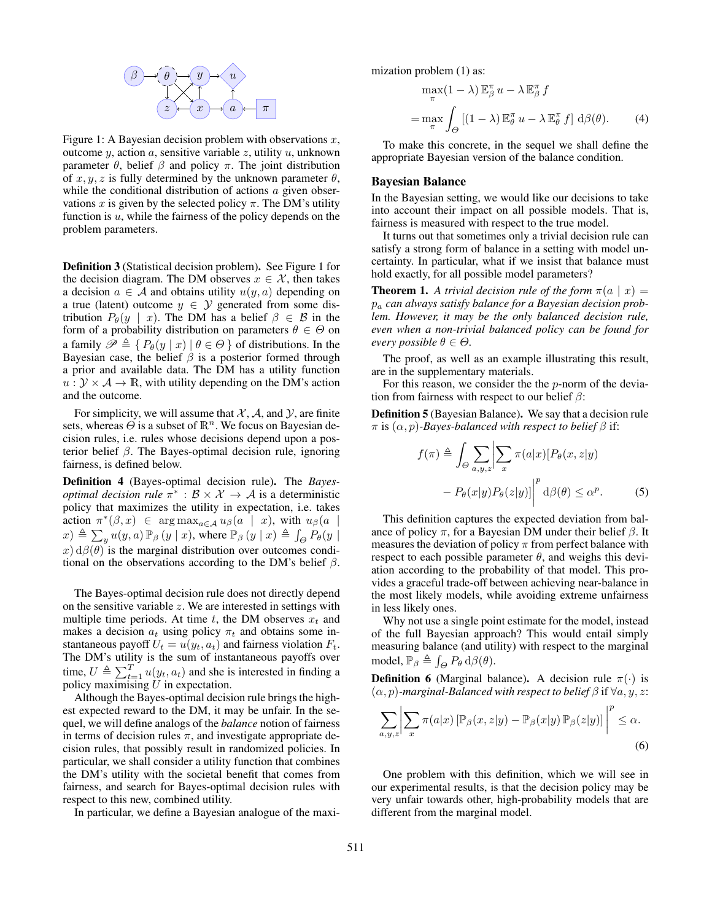Figure 1: A Bayesian decision problem with observations $x$, outcome $y$, action $a$, sensitive variable $z$, utility $u$, unknown parameter $\theta$, belief $\beta$ and policy $\pi$. The joint distribution of $x, y, z$ is fully determined by the unknown parameter $\theta$, while the conditional distribution of actions $a$ given observations $x$ is given by the selected policy $\pi$. The DM's utility function is $u$, while the fairness of the policy depends on the problem parameters.

**Definition 3** (Statistical decision problem)**.** See Figure 1 for the decision diagram. The DM observes $x \in \mathcal{X}$, then takes a decision $a \in \mathcal{A}$ and obtains utility $u(y, a)$ depending on a true (latent) outcome $y \in \mathcal{Y}$ generated from some distribution $P_\theta(y \mid x)$. The DM has a belief $\beta \in \mathcal{B}$ in the form of a probability distribution on parameters $\theta \in \Theta$ on a family $\mathscr{P} \triangleq \{ P_\theta(y \mid x) \mid \theta \in \Theta \}$ of distributions. In the Bayesian case, the belief $\beta$ is a posterior formed through a prior and available data. The DM has a utility function $u : \mathcal{Y} \times \mathcal{A} \to \mathbb{R}$, with utility depending on the DM's action and the outcome.

For simplicity, we will assume that $\mathcal{X}$, $\mathcal{A}$, and $\mathcal{Y}$, are finite sets, whereas $\Theta$ is a subset of $\mathbb{R}^n$. We focus on Bayesian decision rules, i.e. rules whose decisions depend upon a posterior belief $\beta$. The Bayes-optimal decision rule, ignoring fairness, is defined below.

**Definition 4** (Bayes-optimal decision rule)**.** The *Bayes-optimal decision rule* $\pi^* : \mathcal{B} \times \mathcal{X} \to \mathcal{A}$ is a deterministic policy that maximizes the utility in expectation, i.e. takes action $\pi^*(\beta, x) \in \arg\max_{a \in \mathcal{A}} u_\beta(a \mid x)$, with $u_\beta(a \mid x) \triangleq \sum_y u(y, a) \, \mathbb{P}_\beta \, (y \mid x)$, where $\mathbb{P}_\beta \, (y \mid x) \triangleq \int_\Theta P_\theta(y \mid x) \, \mathrm{d}\beta(\theta)$ is the marginal distribution over outcomes conditional on the observations according to the DM's belief $\beta$.

The Bayes-optimal decision rule does not directly depend on the sensitive variable $z$. We are interested in settings with multiple time periods. At time $t$, the DM observes $x_t$ and makes a decision $a_t$ using policy $\pi_t$ and obtains some instantaneous payoff $U_t = u(y_t, a_t)$ and fairness violation $F_t$. The DM's utility is the sum of instantaneous payoffs over time, $U \triangleq \sum_{t=1}^{T} u(y_t, a_t)$ and she is interested in finding a policy maximising $U$ in expectation.

Although the Bayes-optimal decision rule brings the highest expected reward to the DM, it may be unfair. In the sequel, we will define analogs of the *balance* notion of fairness in terms of decision rules $\pi$, and investigate appropriate decision rules, that possibly result in randomized policies. In particular, we shall consider a utility function that combines the DM's utility with the societal benefit that comes from fairness, and search for Bayes-optimal decision rules with respect to this new, combined utility.

In particular, we define a Bayesian analogue of the maximization problem (1) as:

$$\max_\pi (1 - \lambda) \, \mathbb{E}_\beta^\pi \, u - \lambda \, \mathbb{E}_\beta^\pi \, f$$
$$= \max_\pi \int_\Theta \left[ (1 - \lambda) \, \mathbb{E}_\theta^\pi \, u - \lambda \, \mathbb{E}_\theta^\pi \, f \right] \, \mathrm{d}\beta(\theta). \tag{4}$$

To make this concrete, in the sequel we shall define the appropriate Bayesian version of the balance condition.

## Bayesian Balance

In the Bayesian setting, we would like our decisions to take into account their impact on all possible models. That is, fairness is measured with respect to the true model.

It turns out that sometimes only a trivial decision rule can satisfy a strong form of balance in a setting with model uncertainty. In particular, what if we insist that balance must hold exactly, for all possible model parameters?

**Theorem 1.** *A trivial decision rule of the form $\pi(a \mid x) = p_a$ can always satisfy balance for a Bayesian decision problem. However, it may be the only balanced decision rule, even when a non-trivial balanced policy can be found for every possible $\theta \in \Theta$.*

The proof, as well as an example illustrating this result, are in the supplementary materials.

For this reason, we consider the the $p$-norm of the deviation from fairness with respect to our belief $\beta$:

**Definition 5** (Bayesian Balance)**.** We say that a decision rule $\pi$ is $(\alpha, p)$*-Bayes-balanced with respect to belief* $\beta$ if:

$$f(\pi) \triangleq \int_\Theta \sum_{a,y,z} \left| \sum_x \pi(a|x) [P_\theta(x, z|y) - P_\theta(x|y) P_\theta(z|y)] \right|^p \mathrm{d}\beta(\theta) \leq \alpha^p. \tag{5}$$

This definition captures the expected deviation from balance of policy $\pi$, for a Bayesian DM under their belief $\beta$. It measures the deviation of policy $\pi$ from perfect balance with respect to each possible parameter $\theta$, and weighs this deviation according to the probability of that model. This provides a graceful trade-off between achieving near-balance in the most likely models, while avoiding extreme unfairness in less likely ones.

Why not use a single point estimate for the model, instead of the full Bayesian approach? This would entail simply measuring balance (and utility) with respect to the marginal model, $\mathbb{P}_\beta \triangleq \int_\Theta P_\theta \, \mathrm{d}\beta(\theta)$.

**Definition 6** (Marginal balance)**.** A decision rule $\pi(\cdot)$ is $(\alpha, p)$*-marginal-Balanced with respect to belief* $\beta$ if $\forall a, y, z$:

$$\sum_{a,y,z} \left| \sum_x \pi(a|x) \left[ \mathbb{P}_\beta(x, z|y) - \mathbb{P}_\beta(x|y) \, \mathbb{P}_\beta(z|y) \right] \right|^p \leq \alpha. \tag{6}$$

One problem with this definition, which we will see in our experimental results, is that the decision policy may be very unfair towards other, high-probability models that are different from the marginal model.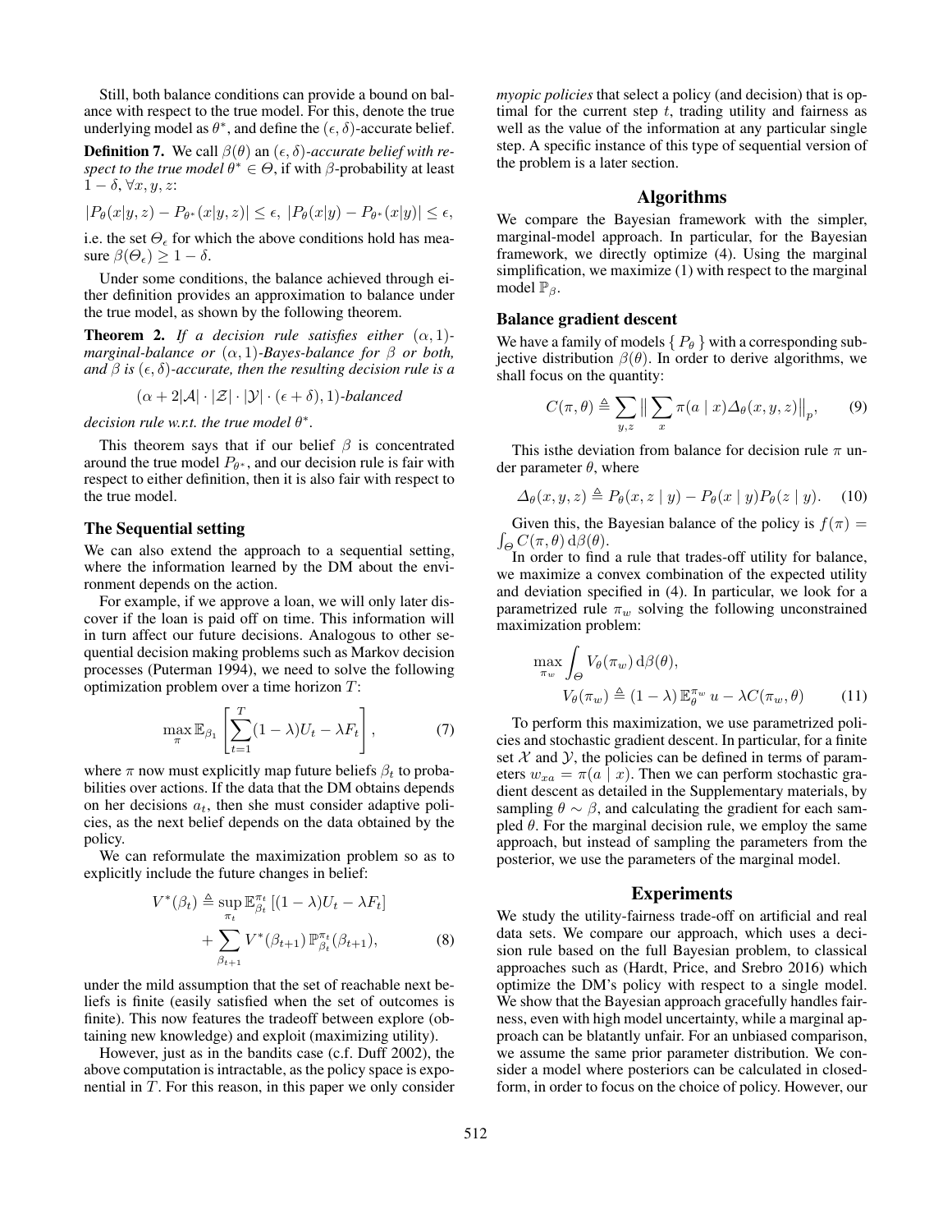Still, both balance conditions can provide a bound on balance with respect to the true model. For this, denote the true underlying model as $\theta^*$, and define the $(\epsilon, \delta)$-accurate belief.

**Definition 7.** We call $\beta(\theta)$ an *$(\epsilon, \delta)$-accurate belief with respect to the true model $\theta^* \in \Theta$*, if with $\beta$-probability at least $1 - \delta, \forall x, y, z$:

$$|P_\theta(x|y,z) - P_{\theta^*}(x|y,z)| \leq \epsilon, \ |P_\theta(x|y) - P_{\theta^*}(x|y)| \leq \epsilon,$$

i.e. the set $\Theta_\epsilon$ for which the above conditions hold has measure $\beta(\Theta_\epsilon) \geq 1 - \delta$.

Under some conditions, the balance achieved through either definition provides an approximation to balance under the true model, as shown by the following theorem.

**Theorem 2.** *If a decision rule satisfies either $(\alpha, 1)$-marginal-balance or $(\alpha, 1)$-Bayes-balance for $\beta$ or both, and $\beta$ is $(\epsilon, \delta)$-accurate, then the resulting decision rule is a*

$$(\alpha + 2|\mathcal{A}| \cdot |\mathcal{Z}| \cdot |\mathcal{Y}| \cdot (\epsilon + \delta), 1)\text{-balanced}$$

*decision rule w.r.t. the true model $\theta^*$.*

This theorem says that if our belief $\beta$ is concentrated around the true model $P_{\theta^*}$, and our decision rule is fair with respect to either definition, then it is also fair with respect to the true model.

### The Sequential setting

We can also extend the approach to a sequential setting, where the information learned by the DM about the environment depends on the action.

For example, if we approve a loan, we will only later discover if the loan is paid off on time. This information will in turn affect our future decisions. Analogous to other sequential decision making problems such as Markov decision processes (Puterman 1994), we need to solve the following optimization problem over a time horizon $T$:

$$\max_\pi \mathbb{E}_{\beta_1} \left[ \sum_{t=1}^{T} (1 - \lambda) U_t - \lambda F_t \right], \tag{7}$$

where $\pi$ now must explicitly map future beliefs $\beta_t$ to probabilities over actions. If the data that the DM obtains depends on her decisions $a_t$, then she must consider adaptive policies, as the next belief depends on the data obtained by the policy.

We can reformulate the maximization problem so as to explicitly include the future changes in belief:

$$\begin{aligned} V^*(\beta_t) &\triangleq \sup_{\pi_t} \mathbb{E}^{\pi_t}_{\beta_t} \left[ (1 - \lambda) U_t - \lambda F_t \right] \\ &+ \sum_{\beta_{t+1}} V^*(\beta_{t+1}) \, \mathbb{P}^{\pi_t}_{\beta_t}(\beta_{t+1}), \end{aligned} \tag{8}$$

under the mild assumption that the set of reachable next beliefs is finite (easily satisfied when the set of outcomes is finite). This now features the tradeoff between explore (obtaining new knowledge) and exploit (maximizing utility).

However, just as in the bandits case (c.f. Duff 2002), the above computation is intractable, as the policy space is exponential in $T$. For this reason, in this paper we only consider *myopic policies* that select a policy (and decision) that is optimal for the current step $t$, trading utility and fairness as well as the value of the information at any particular single step. A specific instance of this type of sequential version of the problem is a later section.

## Algorithms

We compare the Bayesian framework with the simpler, marginal-model approach. In particular, for the Bayesian framework, we directly optimize (4). Using the marginal simplification, we maximize (1) with respect to the marginal model $\mathbb{P}_\beta$.

### Balance gradient descent

We have a family of models $\{ P_\theta \}$ with a corresponding subjective distribution $\beta(\theta)$. In order to derive algorithms, we shall focus on the quantity:

$$C(\pi, \theta) \triangleq \sum_{y,z} \big\| \sum_x \pi(a \mid x) \Delta_\theta(x, y, z) \big\|_p, \tag{9}$$

This isthe deviation from balance for decision rule $\pi$ under parameter $\theta$, where

$$\Delta_\theta(x, y, z) \triangleq P_\theta(x, z \mid y) - P_\theta(x \mid y) P_\theta(z \mid y). \tag{10}$$

Given this, the Bayesian balance of the policy is $f(\pi) = \int_\Theta C(\pi, \theta) \, \mathrm{d}\beta(\theta)$.

In order to find a rule that trades-off utility for balance, we maximize a convex combination of the expected utility and deviation specified in (4). In particular, we look for a parametrized rule $\pi_w$ solving the following unconstrained maximization problem:

$$\begin{aligned} &\max_{\pi_w} \int_\Theta V_\theta(\pi_w) \, \mathrm{d}\beta(\theta), \\ &\qquad V_\theta(\pi_w) \triangleq (1 - \lambda) \, \mathbb{E}^{\pi_w}_\theta \, u - \lambda C(\pi_w, \theta) \end{aligned} \tag{11}$$

To perform this maximization, we use parametrized policies and stochastic gradient descent. In particular, for a finite set $\mathcal{X}$ and $\mathcal{Y}$, the policies can be defined in terms of parameters $w_{xa} = \pi(a \mid x)$. Then we can perform stochastic gradient descent as detailed in the Supplementary materials, by sampling $\theta \sim \beta$, and calculating the gradient for each sampled $\theta$. For the marginal decision rule, we employ the same approach, but instead of sampling the parameters from the posterior, we use the parameters of the marginal model.

## Experiments

We study the utility-fairness trade-off on artificial and real data sets. We compare our approach, which uses a decision rule based on the full Bayesian problem, to classical approaches such as (Hardt, Price, and Srebro 2016) which optimize the DM's policy with respect to a single model. We show that the Bayesian approach gracefully handles fairness, even with high model uncertainty, while a marginal approach can be blatantly unfair. For an unbiased comparison, we assume the same prior parameter distribution. We consider a model where posteriors can be calculated in closed-form, in order to focus on the choice of policy. However, our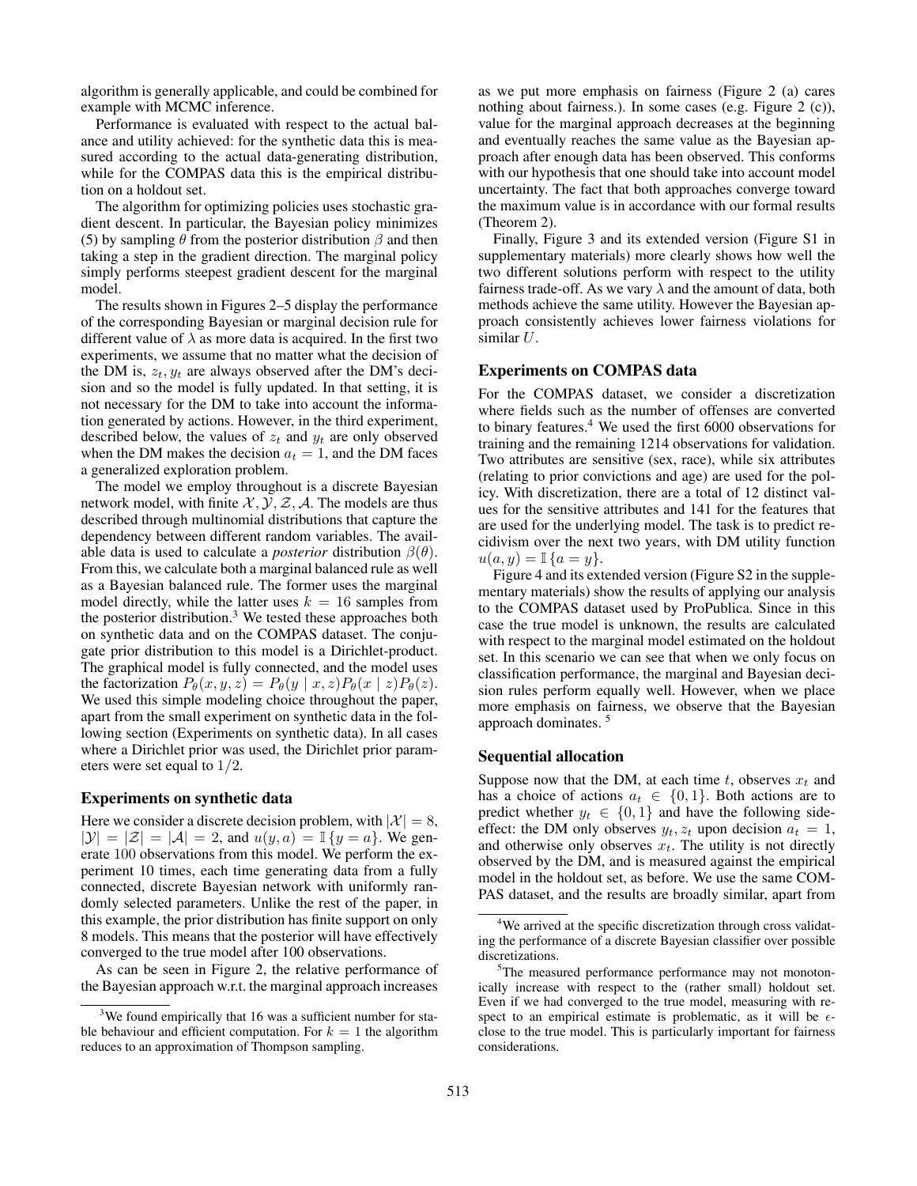algorithm is generally applicable, and could be combined for example with MCMC inference.

Performance is evaluated with respect to the actual balance and utility achieved: for the synthetic data this is measured according to the actual data-generating distribution, while for the COMPAS data this is the empirical distribution on a holdout set.

The algorithm for optimizing policies uses stochastic gradient descent. In particular, the Bayesian policy minimizes (5) by sampling $\theta$ from the posterior distribution $\beta$ and then taking a step in the gradient direction. The marginal policy simply performs steepest gradient descent for the marginal model.

The results shown in Figures 2–5 display the performance of the corresponding Bayesian or marginal decision rule for different value of $\lambda$ as more data is acquired. In the first two experiments, we assume that no matter what the decision of the DM is, $z_t, y_t$ are always observed after the DM's decision and so the model is fully updated. In that setting, it is not necessary for the DM to take into account the information generated by actions. However, in the third experiment, described below, the values of $z_t$ and $y_t$ are only observed when the DM makes the decision $a_t = 1$, and the DM faces a generalized exploration problem.

The model we employ throughout is a discrete Bayesian network model, with finite $\mathcal{X}, \mathcal{Y}, \mathcal{Z}, \mathcal{A}$. The models are thus described through multinomial distributions that capture the dependency between different random variables. The available data is used to calculate a *posterior* distribution $\beta(\theta)$. From this, we calculate both a marginal balanced rule as well as a Bayesian balanced rule. The former uses the marginal model directly, while the latter uses $k = 16$ samples from the posterior distribution.[3] We tested these approaches both on synthetic data and on the COMPAS dataset. The conjugate prior distribution to this model is a Dirichlet-product. The graphical model is fully connected, and the model uses the factorization $P_\theta(x, y, z) = P_\theta(y \mid x, z) P_\theta(x \mid z) P_\theta(z)$. We used this simple modeling choice throughout the paper, apart from the small experiment on synthetic data in the following section (Experiments on synthetic data). In all cases where a Dirichlet prior was used, the Dirichlet prior parameters were set equal to $1/2$.

## Experiments on synthetic data

Here we consider a discrete decision problem, with $|\mathcal{X}| = 8$, $|\mathcal{Y}| = |\mathcal{Z}| = |\mathcal{A}| = 2$, and $u(y, a) = \mathbb{I}\{y = a\}$. We generate 100 observations from this model. We perform the experiment 10 times, each time generating data from a fully connected, discrete Bayesian network with uniformly randomly selected parameters. Unlike the rest of the paper, in this example, the prior distribution has finite support on only 8 models. This means that the posterior will have effectively converged to the true model after 100 observations.

As can be seen in Figure 2, the relative performance of the Bayesian approach w.r.t. the marginal approach increases as we put more emphasis on fairness (Figure 2 (a) cares nothing about fairness.). In some cases (e.g. Figure 2 (c)), value for the marginal approach decreases at the beginning and eventually reaches the same value as the Bayesian approach after enough data has been observed. This conforms with our hypothesis that one should take into account model uncertainty. The fact that both approaches converge toward the maximum value is in accordance with our formal results (Theorem 2).

Finally, Figure 3 and its extended version (Figure S1 in supplementary materials) more clearly shows how well the two different solutions perform with respect to the utility fairness trade-off. As we vary $\lambda$ and the amount of data, both methods achieve the same utility. However the Bayesian approach consistently achieves lower fairness violations for similar $U$.

## Experiments on COMPAS data

For the COMPAS dataset, we consider a discretization where fields such as the number of offenses are converted to binary features.[4] We used the first 6000 observations for training and the remaining 1214 observations for validation. Two attributes are sensitive (sex, race), while six attributes (relating to prior convictions and age) are used for the policy. With discretization, there are a total of 12 distinct values for the sensitive attributes and 141 for the features that are used for the underlying model. The task is to predict recidivism over the next two years, with DM utility function $u(a, y) = \mathbb{I}\{a = y\}$.

Figure 4 and its extended version (Figure S2 in the supplementary materials) show the results of applying our analysis to the COMPAS dataset used by ProPublica. Since in this case the true model is unknown, the results are calculated with respect to the marginal model estimated on the holdout set. In this scenario we can see that when we only focus on classification performance, the marginal and Bayesian decision rules perform equally well. However, when we place more emphasis on fairness, we observe that the Bayesian approach dominates.[5]

## Sequential allocation

Suppose now that the DM, at each time $t$, observes $x_t$ and has a choice of actions $a_t \in \{0, 1\}$. Both actions are to predict whether $y_t \in \{0, 1\}$ and have the following side-effect: the DM only observes $y_t, z_t$ upon decision $a_t = 1$, and otherwise only observes $x_t$. The utility is not directly observed by the DM, and is measured against the empirical model in the holdout set, as before. We use the same COMPAS dataset, and the results are broadly similar, apart from

[3] We found empirically that 16 was a sufficient number for stable behaviour and efficient computation. For $k = 1$ the algorithm reduces to an approximation of Thompson sampling.

[4] We arrived at the specific discretization through cross validating the performance of a discrete Bayesian classifier over possible discretizations.

[5] The measured performance performance may not monotonically increase with respect to the (rather small) holdout set. Even if we had converged to the true model, measuring with respect to an empirical estimate is problematic, as it will be $\epsilon$-close to the true model. This is particularly important for fairness considerations.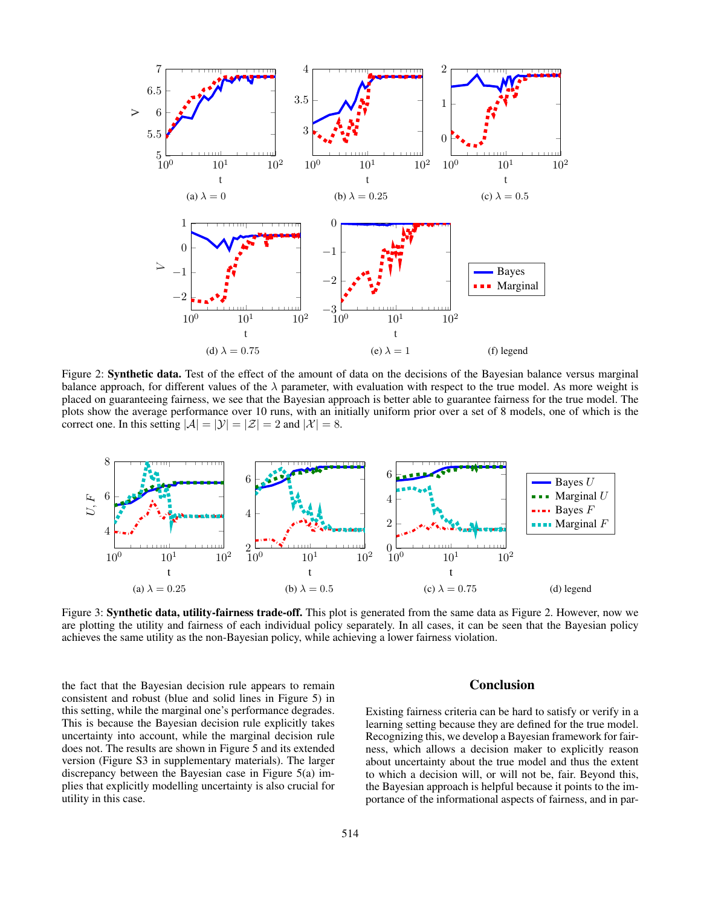(a) $\lambda = 0$

(b) $\lambda = 0.25$

(c) $\lambda = 0.5$

(d) $\lambda = 0.75$

(e) $\lambda = 1$

(f) legend

Figure 2: **Synthetic data.** Test of the effect of the amount of data on the decisions of the Bayesian balance versus marginal balance approach, for different values of the $\lambda$ parameter, with evaluation with respect to the true model. As more weight is placed on guaranteeing fairness, we see that the Bayesian approach is better able to guarantee fairness for the true model. The plots show the average performance over 10 runs, with an initially uniform prior over a set of 8 models, one of which is the correct one. In this setting $|\mathcal{A}| = |\mathcal{Y}| = |\mathcal{Z}| = 2$ and $|\mathcal{X}| = 8$.

(a) $\lambda = 0.25$

(b) $\lambda = 0.5$

(c) $\lambda = 0.75$

(d) legend

Figure 3: **Synthetic data, utility-fairness trade-off.** This plot is generated from the same data as Figure 2. However, now we are plotting the utility and fairness of each individual policy separately. In all cases, it can be seen that the Bayesian policy achieves the same utility as the non-Bayesian policy, while achieving a lower fairness violation.

the fact that the Bayesian decision rule appears to remain consistent and robust (blue and solid lines in Figure 5) in this setting, while the marginal one's performance degrades. This is because the Bayesian decision rule explicitly takes uncertainty into account, while the marginal decision rule does not. The results are shown in Figure 5 and its extended version (Figure S3 in supplementary materials). The larger discrepancy between the Bayesian case in Figure 5(a) implies that explicitly modelling uncertainty is also crucial for utility in this case.

## Conclusion

Existing fairness criteria can be hard to satisfy or verify in a learning setting because they are defined for the true model. Recognizing this, we develop a Bayesian framework for fairness, which allows a decision maker to explicitly reason about uncertainty about the true model and thus the extent to which a decision will, or will not be, fair. Beyond this, the Bayesian approach is helpful because it points to the importance of the informational aspects of fairness, and in par-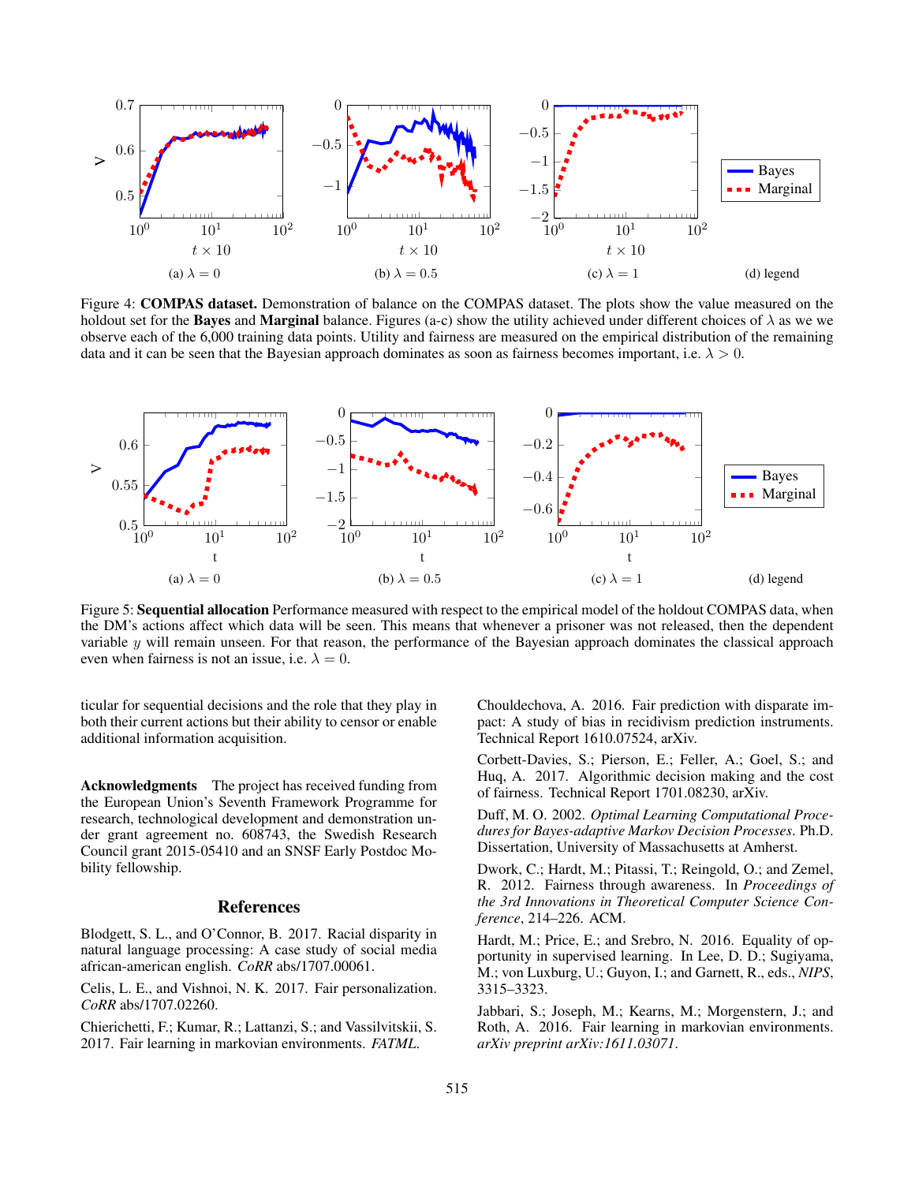Figure 4: **COMPAS dataset.** Demonstration of balance on the COMPAS dataset. The plots show the value measured on the holdout set for the **Bayes** and **Marginal** balance. Figures (a-c) show the utility achieved under different choices of $\lambda$ as we we observe each of the 6,000 training data points. Utility and fairness are measured on the empirical distribution of the remaining data and it can be seen that the Bayesian approach dominates as soon as fairness becomes important, i.e. $\lambda > 0$.

(a) $\lambda = 0$ (b) $\lambda = 0.5$ (c) $\lambda = 1$ (d) legend

Figure 5: **Sequential allocation** Performance measured with respect to the empirical model of the holdout COMPAS data, when the DM's actions affect which data will be seen. This means that whenever a prisoner was not released, then the dependent variable $y$ will remain unseen. For that reason, the performance of the Bayesian approach dominates the classical approach even when fairness is not an issue, i.e. $\lambda = 0$.

(a) $\lambda = 0$ (b) $\lambda = 0.5$ (c) $\lambda = 1$ (d) legend

ticular for sequential decisions and the role that they play in both their current actions but their ability to censor or enable additional information acquisition.

**Acknowledgments** The project has received funding from the European Union's Seventh Framework Programme for research, technological development and demonstration under grant agreement no. 608743, the Swedish Research Council grant 2015-05410 and an SNSF Early Postdoc Mobility fellowship.

## References

Blodgett, S. L., and O'Connor, B. 2017. Racial disparity in natural language processing: A case study of social media african-american english. *CoRR* abs/1707.00061.

Celis, L. E., and Vishnoi, N. K. 2017. Fair personalization. *CoRR* abs/1707.02260.

Chierichetti, F.; Kumar, R.; Lattanzi, S.; and Vassilvitskii, S. 2017. Fair learning in markovian environments. *FATML*.

Chouldechova, A. 2016. Fair prediction with disparate impact: A study of bias in recidivism prediction instruments. Technical Report 1610.07524, arXiv.

Corbett-Davies, S.; Pierson, E.; Feller, A.; Goel, S.; and Huq, A. 2017. Algorithmic decision making and the cost of fairness. Technical Report 1701.08230, arXiv.

Duff, M. O. 2002. *Optimal Learning Computational Procedures for Bayes-adaptive Markov Decision Processes*. Ph.D. Dissertation, University of Massachusetts at Amherst.

Dwork, C.; Hardt, M.; Pitassi, T.; Reingold, O.; and Zemel, R. 2012. Fairness through awareness. In *Proceedings of the 3rd Innovations in Theoretical Computer Science Conference*, 214–226. ACM.

Hardt, M.; Price, E.; and Srebro, N. 2016. Equality of opportunity in supervised learning. In Lee, D. D.; Sugiyama, M.; von Luxburg, U.; Guyon, I.; and Garnett, R., eds., *NIPS*, 3315–3323.

Jabbari, S.; Joseph, M.; Kearns, M.; Morgenstern, J.; and Roth, A. 2016. Fair learning in markovian environments. *arXiv preprint arXiv:1611.03071*.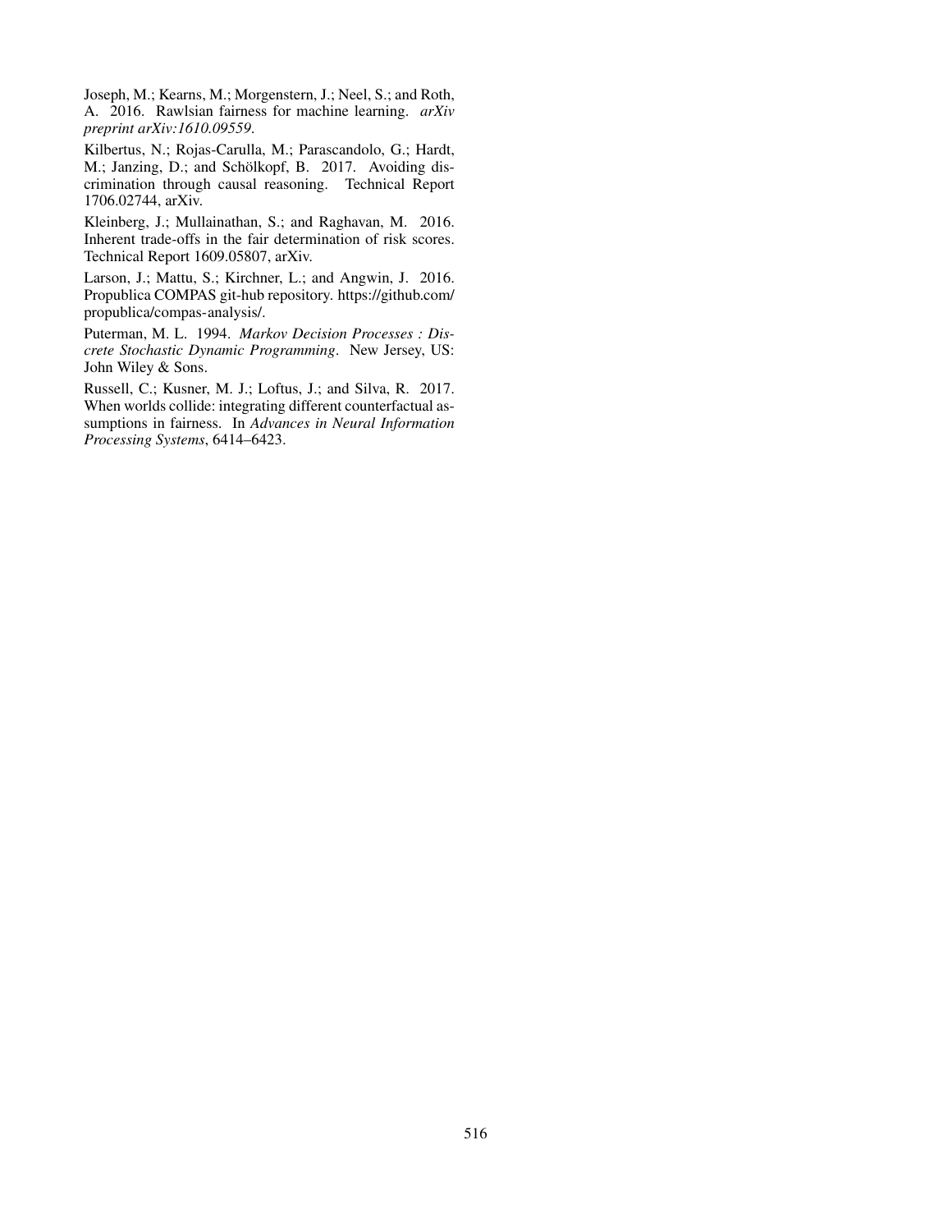Joseph, M.; Kearns, M.; Morgenstern, J.; Neel, S.; and Roth, A. 2016. Rawlsian fairness for machine learning. *arXiv preprint arXiv:1610.09559*.

Kilbertus, N.; Rojas-Carulla, M.; Parascandolo, G.; Hardt, M.; Janzing, D.; and Schölkopf, B. 2017. Avoiding discrimination through causal reasoning. Technical Report 1706.02744, arXiv.

Kleinberg, J.; Mullainathan, S.; and Raghavan, M. 2016. Inherent trade-offs in the fair determination of risk scores. Technical Report 1609.05807, arXiv.

Larson, J.; Mattu, S.; Kirchner, L.; and Angwin, J. 2016. Propublica COMPAS git-hub repository. https://github.com/propublica/compas-analysis/.

Puterman, M. L. 1994. *Markov Decision Processes : Discrete Stochastic Dynamic Programming*. New Jersey, US: John Wiley & Sons.

Russell, C.; Kusner, M. J.; Loftus, J.; and Silva, R. 2017. When worlds collide: integrating different counterfactual assumptions in fairness. In *Advances in Neural Information Processing Systems*, 6414–6423.